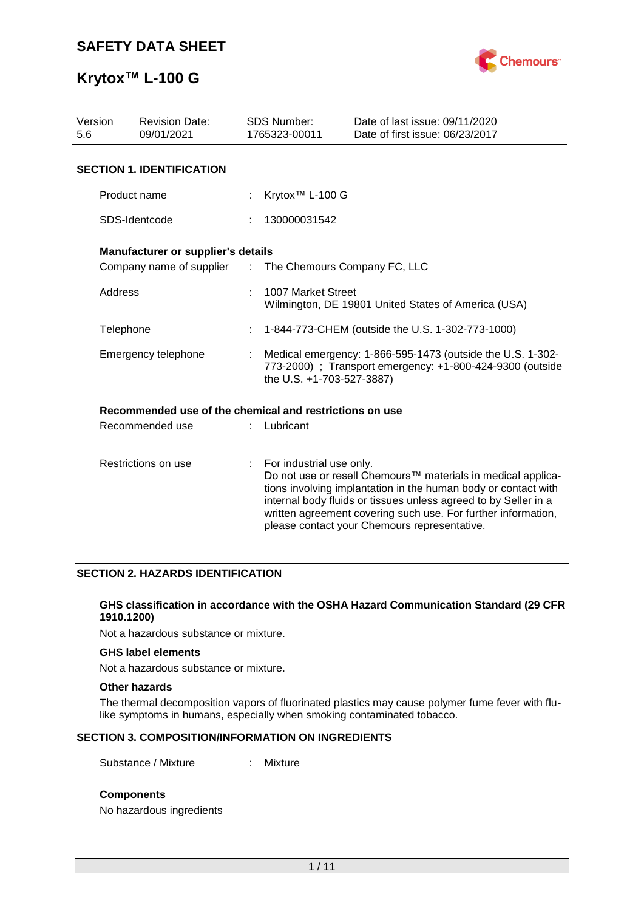# SAFETY DATA SHEET

# Krytox™ L-100 G

| Version | Revision Date: | SDS Number: | Date of last issue: 09/11/2020 |
|---|---|---|---|
| 5.6 | 09/01/2021 | 1765323-00011 | Date of first issue: 06/23/2017 |

## SECTION 1. IDENTIFICATION

Product name : Krytox™ L-100 G

SDS-Identcode : 130000031542

**Manufacturer or supplier's details**

Company name of supplier : The Chemours Company FC, LLC

Address : 1007 Market Street
Wilmington, DE 19801 United States of America (USA)

Telephone : 1-844-773-CHEM (outside the U.S. 1-302-773-1000)

Emergency telephone : Medical emergency: 1-866-595-1473 (outside the U.S. 1-302-773-2000) ; Transport emergency: +1-800-424-9300 (outside the U.S. +1-703-527-3887)

**Recommended use of the chemical and restrictions on use**

Recommended use : Lubricant

Restrictions on use : For industrial use only.
Do not use or resell Chemours™ materials in medical applications involving implantation in the human body or contact with internal body fluids or tissues unless agreed to by Seller in a written agreement covering such use. For further information, please contact your Chemours representative.

## SECTION 2. HAZARDS IDENTIFICATION

**GHS classification in accordance with the OSHA Hazard Communication Standard (29 CFR 1910.1200)**

Not a hazardous substance or mixture.

**GHS label elements**

Not a hazardous substance or mixture.

**Other hazards**

The thermal decomposition vapors of fluorinated plastics may cause polymer fume fever with flu-like symptoms in humans, especially when smoking contaminated tobacco.

## SECTION 3. COMPOSITION/INFORMATION ON INGREDIENTS

Substance / Mixture : Mixture

**Components**

No hazardous ingredients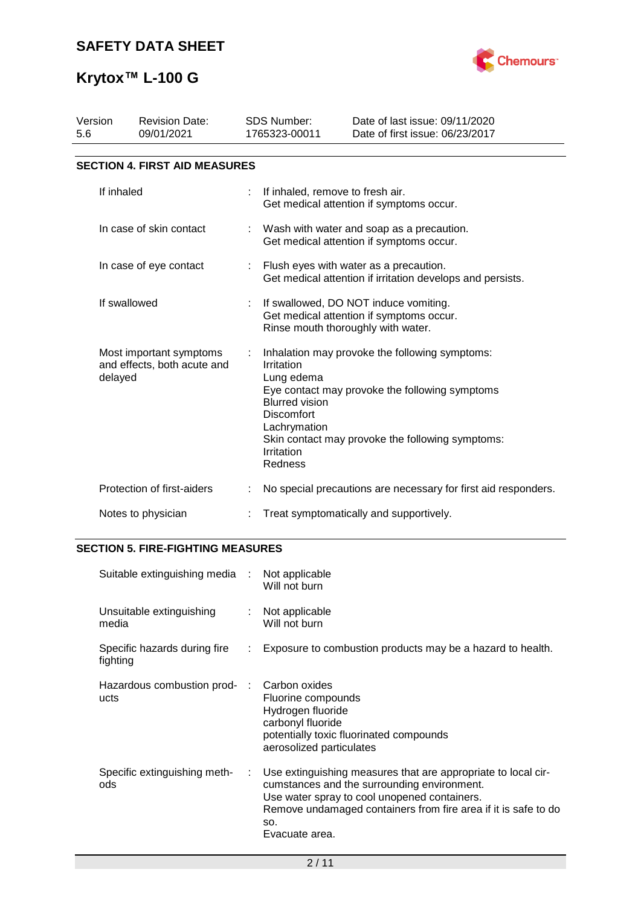## SECTION 4. FIRST AID MEASURES

| | | |
|---|---|---|
| If inhaled | : | If inhaled, remove to fresh air.<br>Get medical attention if symptoms occur. |
| In case of skin contact | : | Wash with water and soap as a precaution.<br>Get medical attention if symptoms occur. |
| In case of eye contact | : | Flush eyes with water as a precaution.<br>Get medical attention if irritation develops and persists. |
| If swallowed | : | If swallowed, DO NOT induce vomiting.<br>Get medical attention if symptoms occur.<br>Rinse mouth thoroughly with water. |
| Most important symptoms and effects, both acute and delayed | : | Inhalation may provoke the following symptoms:<br>Irritation<br>Lung edema<br>Eye contact may provoke the following symptoms<br>Blurred vision<br>Discomfort<br>Lachrymation<br>Skin contact may provoke the following symptoms:<br>Irritation<br>Redness |
| Protection of first-aiders | : | No special precautions are necessary for first aid responders. |
| Notes to physician | : | Treat symptomatically and supportively. |

## SECTION 5. FIRE-FIGHTING MEASURES

| | | |
|---|---|---|
| Suitable extinguishing media | : | Not applicable<br>Will not burn |
| Unsuitable extinguishing media | : | Not applicable<br>Will not burn |
| Specific hazards during fire fighting | : | Exposure to combustion products may be a hazard to health. |
| Hazardous combustion products | : | Carbon oxides<br>Fluorine compounds<br>Hydrogen fluoride<br>carbonyl fluoride<br>potentially toxic fluorinated compounds<br>aerosolized particulates |
| Specific extinguishing methods | : | Use extinguishing measures that are appropriate to local circumstances and the surrounding environment.<br>Use water spray to cool unopened containers.<br>Remove undamaged containers from fire area if it is safe to do so.<br>Evacuate area. |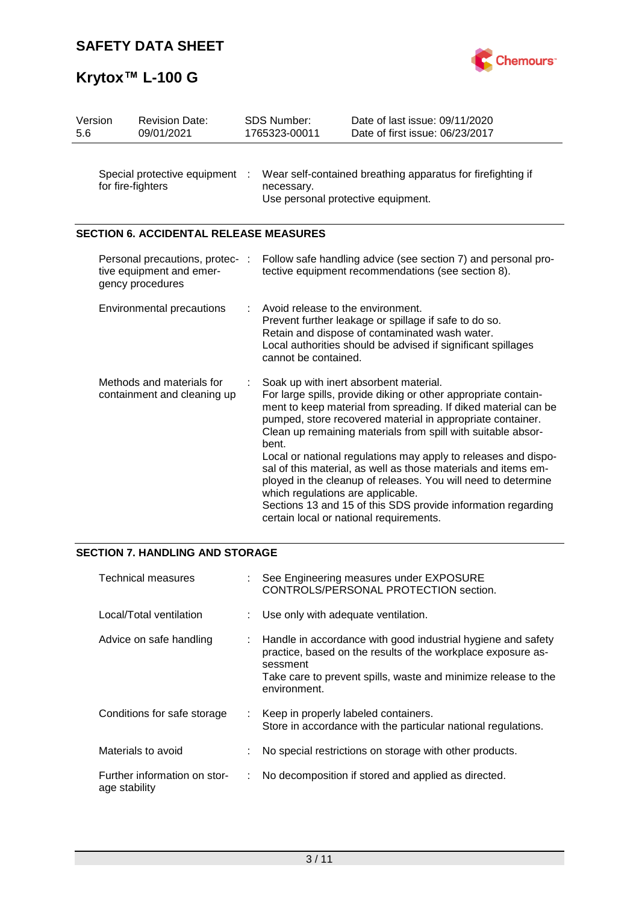| | |
|---|---|
| Special protective equipment for fire-fighters | : Wear self-contained breathing apparatus for firefighting if necessary.<br>Use personal protective equipment. |

## SECTION 6. ACCIDENTAL RELEASE MEASURES

| | |
|---|---|
| Personal precautions, protective equipment and emergency procedures | : Follow safe handling advice (see section 7) and personal protective equipment recommendations (see section 8). |
| Environmental precautions | : Avoid release to the environment.<br>Prevent further leakage or spillage if safe to do so.<br>Retain and dispose of contaminated wash water.<br>Local authorities should be advised if significant spillages cannot be contained. |
| Methods and materials for containment and cleaning up | : Soak up with inert absorbent material.<br>For large spills, provide diking or other appropriate containment to keep material from spreading. If diked material can be pumped, store recovered material in appropriate container.<br>Clean up remaining materials from spill with suitable absorbent.<br>Local or national regulations may apply to releases and disposal of this material, as well as those materials and items employed in the cleanup of releases. You will need to determine which regulations are applicable.<br>Sections 13 and 15 of this SDS provide information regarding certain local or national requirements. |

## SECTION 7. HANDLING AND STORAGE

| | |
|---|---|
| Technical measures | : See Engineering measures under EXPOSURE CONTROLS/PERSONAL PROTECTION section. |
| Local/Total ventilation | : Use only with adequate ventilation. |
| Advice on safe handling | : Handle in accordance with good industrial hygiene and safety practice, based on the results of the workplace exposure assessment<br>Take care to prevent spills, waste and minimize release to the environment. |
| Conditions for safe storage | : Keep in properly labeled containers.<br>Store in accordance with the particular national regulations. |
| Materials to avoid | : No special restrictions on storage with other products. |
| Further information on storage stability | : No decomposition if stored and applied as directed. |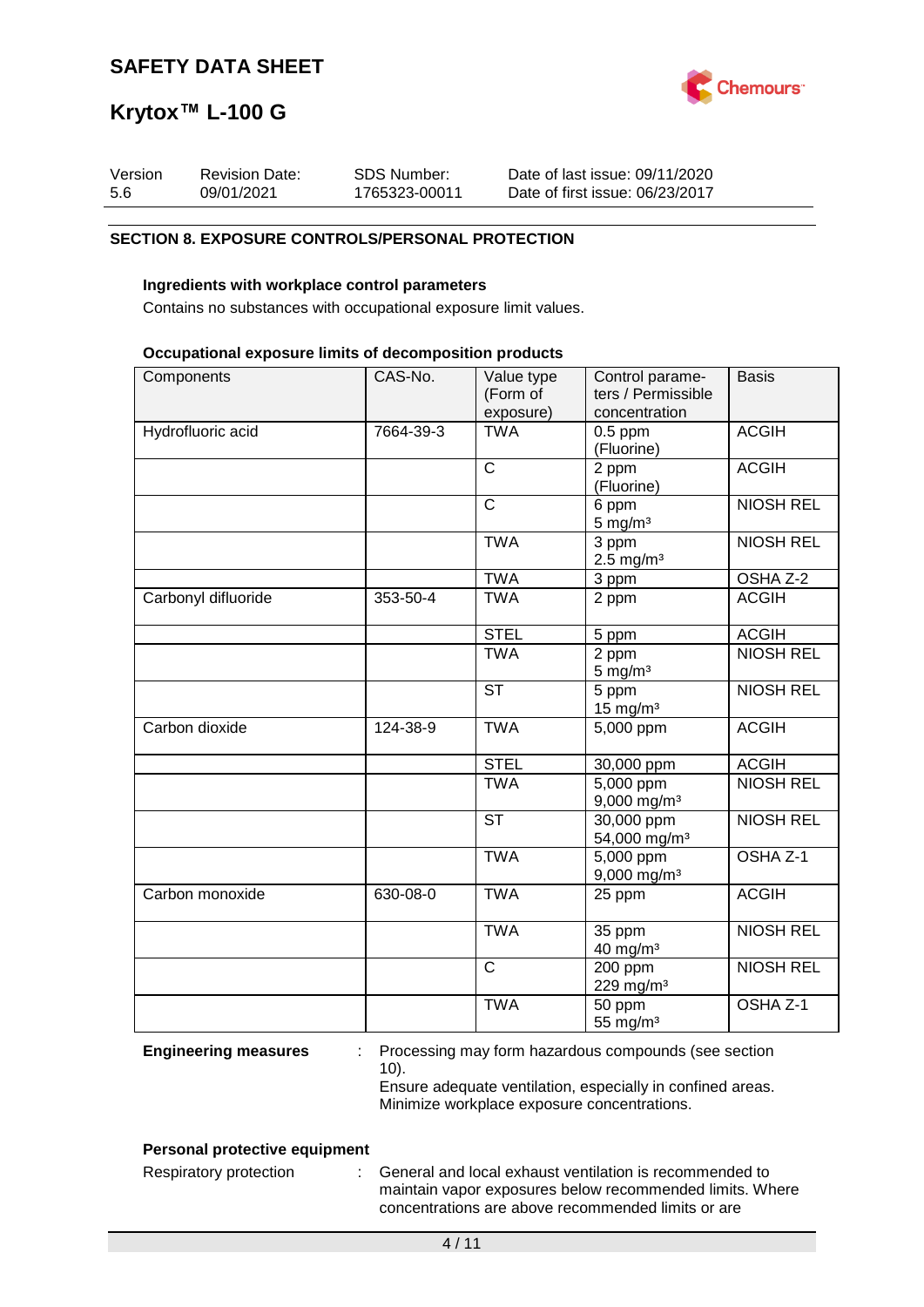## SECTION 8. EXPOSURE CONTROLS/PERSONAL PROTECTION

### Ingredients with workplace control parameters

Contains no substances with occupational exposure limit values.

### Occupational exposure limits of decomposition products

| Components | CAS-No. | Value type (Form of exposure) | Control parameters / Permissible concentration | Basis |
|---|---|---|---|---|
| Hydrofluoric acid | 7664-39-3 | TWA | 0.5 ppm (Fluorine) | ACGIH |
| | | C | 2 ppm (Fluorine) | ACGIH |
| | | C | 6 ppm 5 mg/m³ | NIOSH REL |
| | | TWA | 3 ppm 2.5 mg/m³ | NIOSH REL |
| | | TWA | 3 ppm | OSHA Z-2 |
| Carbonyl difluoride | 353-50-4 | TWA | 2 ppm | ACGIH |
| | | STEL | 5 ppm | ACGIH |
| | | TWA | 2 ppm 5 mg/m³ | NIOSH REL |
| | | ST | 5 ppm 15 mg/m³ | NIOSH REL |
| Carbon dioxide | 124-38-9 | TWA | 5,000 ppm | ACGIH |
| | | STEL | 30,000 ppm | ACGIH |
| | | TWA | 5,000 ppm 9,000 mg/m³ | NIOSH REL |
| | | ST | 30,000 ppm 54,000 mg/m³ | NIOSH REL |
| | | TWA | 5,000 ppm 9,000 mg/m³ | OSHA Z-1 |
| Carbon monoxide | 630-08-0 | TWA | 25 ppm | ACGIH |
| | | TWA | 35 ppm 40 mg/m³ | NIOSH REL |
| | | C | 200 ppm 229 mg/m³ | NIOSH REL |
| | | TWA | 50 ppm 55 mg/m³ | OSHA Z-1 |

**Engineering measures** : Processing may form hazardous compounds (see section 10).
Ensure adequate ventilation, especially in confined areas.
Minimize workplace exposure concentrations.

### Personal protective equipment

Respiratory protection : General and local exhaust ventilation is recommended to maintain vapor exposures below recommended limits. Where concentrations are above recommended limits or are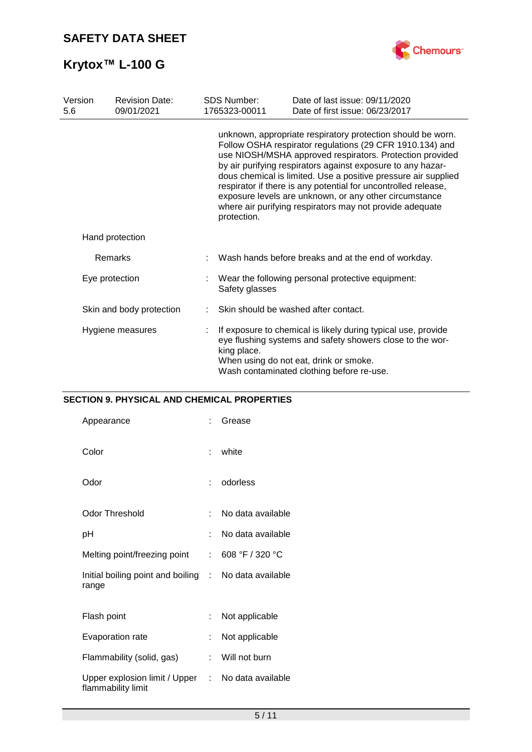| | |
|---|---|
| | unknown, appropriate respiratory protection should be worn. Follow OSHA respirator regulations (29 CFR 1910.134) and use NIOSH/MSHA approved respirators. Protection provided by air purifying respirators against exposure to any hazardous chemical is limited. Use a positive pressure air supplied respirator if there is any potential for uncontrolled release, exposure levels are unknown, or any other circumstance where air purifying respirators may not provide adequate protection. |
| Hand protection | |
| Remarks | : Wash hands before breaks and at the end of workday. |
| Eye protection | : Wear the following personal protective equipment: Safety glasses |
| Skin and body protection | : Skin should be washed after contact. |
| Hygiene measures | : If exposure to chemical is likely during typical use, provide eye flushing systems and safety showers close to the working place.<br>When using do not eat, drink or smoke.<br>Wash contaminated clothing before re-use. |

## SECTION 9. PHYSICAL AND CHEMICAL PROPERTIES

| | |
|---|---|
| Appearance | : Grease |
| Color | : white |
| Odor | : odorless |
| Odor Threshold | : No data available |
| pH | : No data available |
| Melting point/freezing point | : 608 °F / 320 °C |
| Initial boiling point and boiling range | : No data available |
| Flash point | : Not applicable |
| Evaporation rate | : Not applicable |
| Flammability (solid, gas) | : Will not burn |
| Upper explosion limit / Upper flammability limit | : No data available |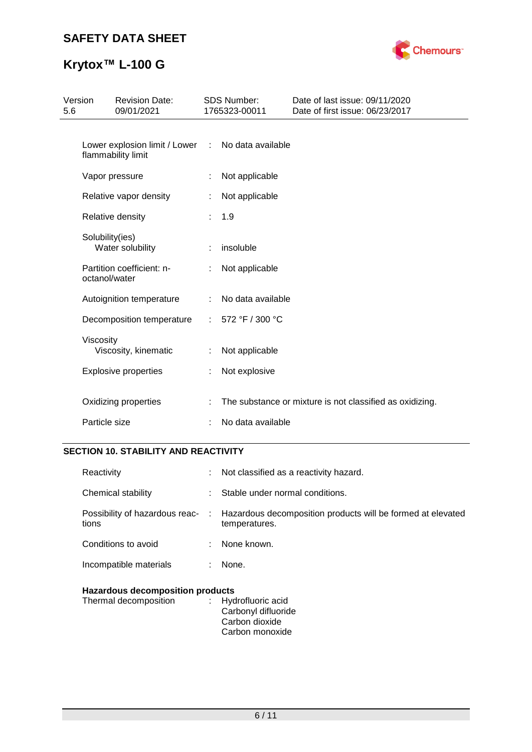| Property | | Value |
| --- | --- | --- |
| Lower explosion limit / Lower flammability limit | : | No data available |
| Vapor pressure | : | Not applicable |
| Relative vapor density | : | Not applicable |
| Relative density | : | 1.9 |
| Solubility(ies) | | |
| Water solubility | : | insoluble |
| Partition coefficient: n-octanol/water | : | Not applicable |
| Autoignition temperature | : | No data available |
| Decomposition temperature | : | 572 °F / 300 °C |
| Viscosity | | |
| Viscosity, kinematic | : | Not applicable |
| Explosive properties | : | Not explosive |
| Oxidizing properties | : | The substance or mixture is not classified as oxidizing. |
| Particle size | : | No data available |

## SECTION 10. STABILITY AND REACTIVITY

| Property | | Value |
| --- | --- | --- |
| Reactivity | : | Not classified as a reactivity hazard. |
| Chemical stability | : | Stable under normal conditions. |
| Possibility of hazardous reactions | : | Hazardous decomposition products will be formed at elevated temperatures. |
| Conditions to avoid | : | None known. |
| Incompatible materials | : | None. |

**Hazardous decomposition products**

| | | |
| --- | --- | --- |
| Thermal decomposition | : | Hydrofluoric acid<br>Carbonyl difluoride<br>Carbon dioxide<br>Carbon monoxide |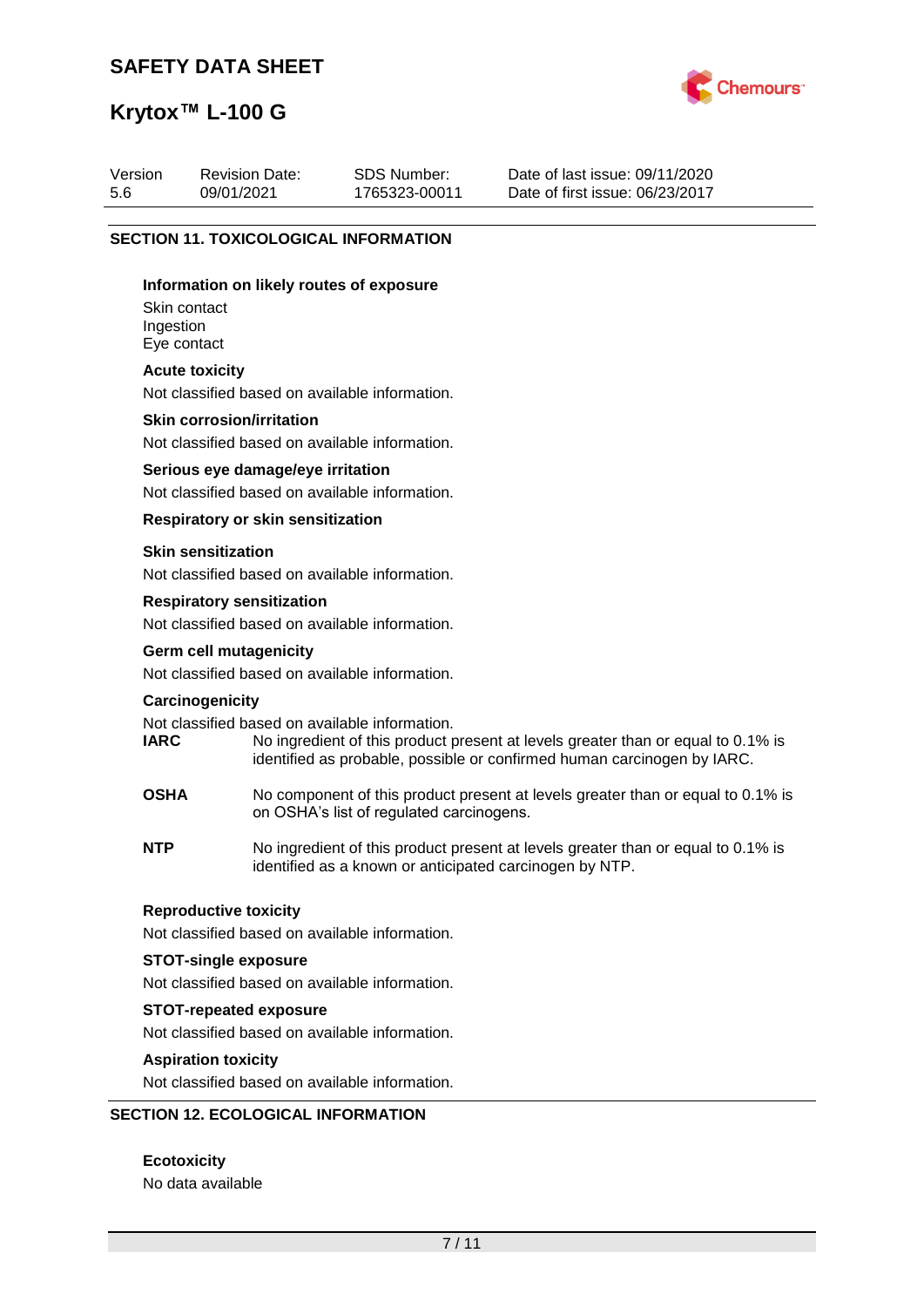## SECTION 11. TOXICOLOGICAL INFORMATION

### Information on likely routes of exposure

Skin contact
Ingestion
Eye contact

### Acute toxicity

Not classified based on available information.

### Skin corrosion/irritation

Not classified based on available information.

### Serious eye damage/eye irritation

Not classified based on available information.

### Respiratory or skin sensitization

#### Skin sensitization

Not classified based on available information.

#### Respiratory sensitization

Not classified based on available information.

### Germ cell mutagenicity

Not classified based on available information.

### Carcinogenicity

Not classified based on available information.

**IARC** No ingredient of this product present at levels greater than or equal to 0.1% is identified as probable, possible or confirmed human carcinogen by IARC.

**OSHA** No component of this product present at levels greater than or equal to 0.1% is on OSHA's list of regulated carcinogens.

**NTP** No ingredient of this product present at levels greater than or equal to 0.1% is identified as a known or anticipated carcinogen by NTP.

### Reproductive toxicity

Not classified based on available information.

### STOT-single exposure

Not classified based on available information.

### STOT-repeated exposure

Not classified based on available information.

### Aspiration toxicity

Not classified based on available information.

## SECTION 12. ECOLOGICAL INFORMATION

### Ecotoxicity

No data available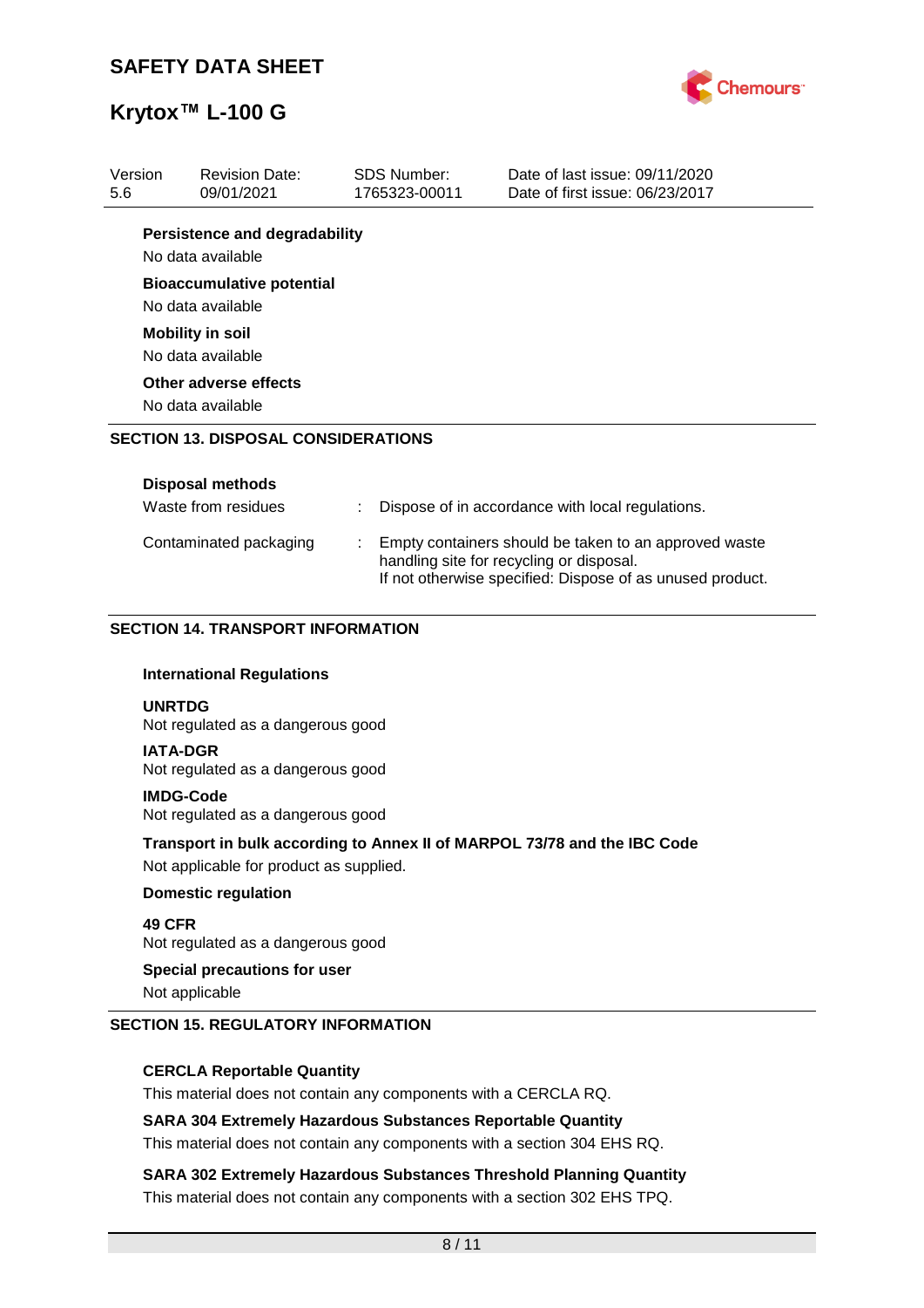**Persistence and degradability**

No data available

**Bioaccumulative potential**

No data available

**Mobility in soil**

No data available

**Other adverse effects**

No data available

## SECTION 13. DISPOSAL CONSIDERATIONS

**Disposal methods**

| | | |
|---|---|---|
| Waste from residues | : | Dispose of in accordance with local regulations. |
| Contaminated packaging | : | Empty containers should be taken to an approved waste handling site for recycling or disposal. If not otherwise specified: Dispose of as unused product. |

## SECTION 14. TRANSPORT INFORMATION

**International Regulations**

**UNRTDG**
Not regulated as a dangerous good

**IATA-DGR**
Not regulated as a dangerous good

**IMDG-Code**
Not regulated as a dangerous good

**Transport in bulk according to Annex II of MARPOL 73/78 and the IBC Code**

Not applicable for product as supplied.

**Domestic regulation**

**49 CFR**
Not regulated as a dangerous good

**Special precautions for user**

Not applicable

## SECTION 15. REGULATORY INFORMATION

**CERCLA Reportable Quantity**

This material does not contain any components with a CERCLA RQ.

**SARA 304 Extremely Hazardous Substances Reportable Quantity**

This material does not contain any components with a section 304 EHS RQ.

**SARA 302 Extremely Hazardous Substances Threshold Planning Quantity**

This material does not contain any components with a section 302 EHS TPQ.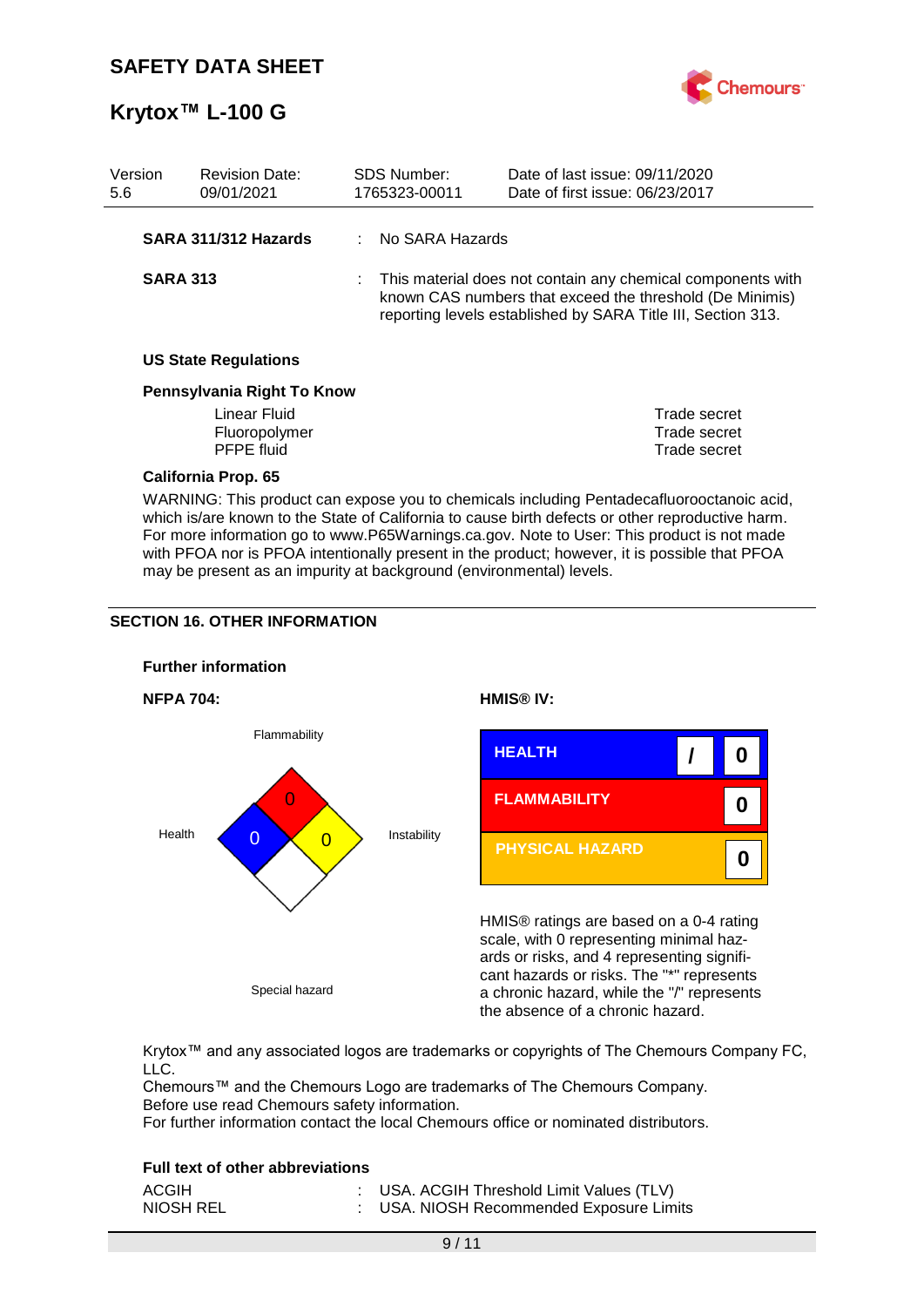| Version 5.6 | Revision Date: 09/01/2021 | SDS Number: 1765323-00011 | Date of last issue: 09/11/2020 Date of first issue: 06/23/2017 |
|---|---|---|---|

**SARA 311/312 Hazards** : No SARA Hazards

**SARA 313** : This material does not contain any chemical components with known CAS numbers that exceed the threshold (De Minimis) reporting levels established by SARA Title III, Section 313.

**US State Regulations**

**Pennsylvania Right To Know**

| | |
|---|---|
| Linear Fluid | Trade secret |
| Fluoropolymer | Trade secret |
| PFPE fluid | Trade secret |

**California Prop. 65**

WARNING: This product can expose you to chemicals including Pentadecafluorooctanoic acid, which is/are known to the State of California to cause birth defects or other reproductive harm. For more information go to www.P65Warnings.ca.gov. Note to User: This product is not made with PFOA nor is PFOA intentionally present in the product; however, it is possible that PFOA may be present as an impurity at background (environmental) levels.

## SECTION 16. OTHER INFORMATION

**Further information**

**NFPA 704:**

Flammability: 0
Health: 0
Instability: 0
Special hazard

**HMIS® IV:**

| | | |
|---|---|---|
| HEALTH | / | 0 |
| FLAMMABILITY | | 0 |
| PHYSICAL HAZARD | | 0 |

HMIS® ratings are based on a 0-4 rating scale, with 0 representing minimal hazards or risks, and 4 representing significant hazards or risks. The "*" represents a chronic hazard, while the "/" represents the absence of a chronic hazard.

Krytox™ and any associated logos are trademarks or copyrights of The Chemours Company FC, LLC.
Chemours™ and the Chemours Logo are trademarks of The Chemours Company.
Before use read Chemours safety information.
For further information contact the local Chemours office or nominated distributors.

**Full text of other abbreviations**

ACGIH : USA. ACGIH Threshold Limit Values (TLV)
NIOSH REL : USA. NIOSH Recommended Exposure Limits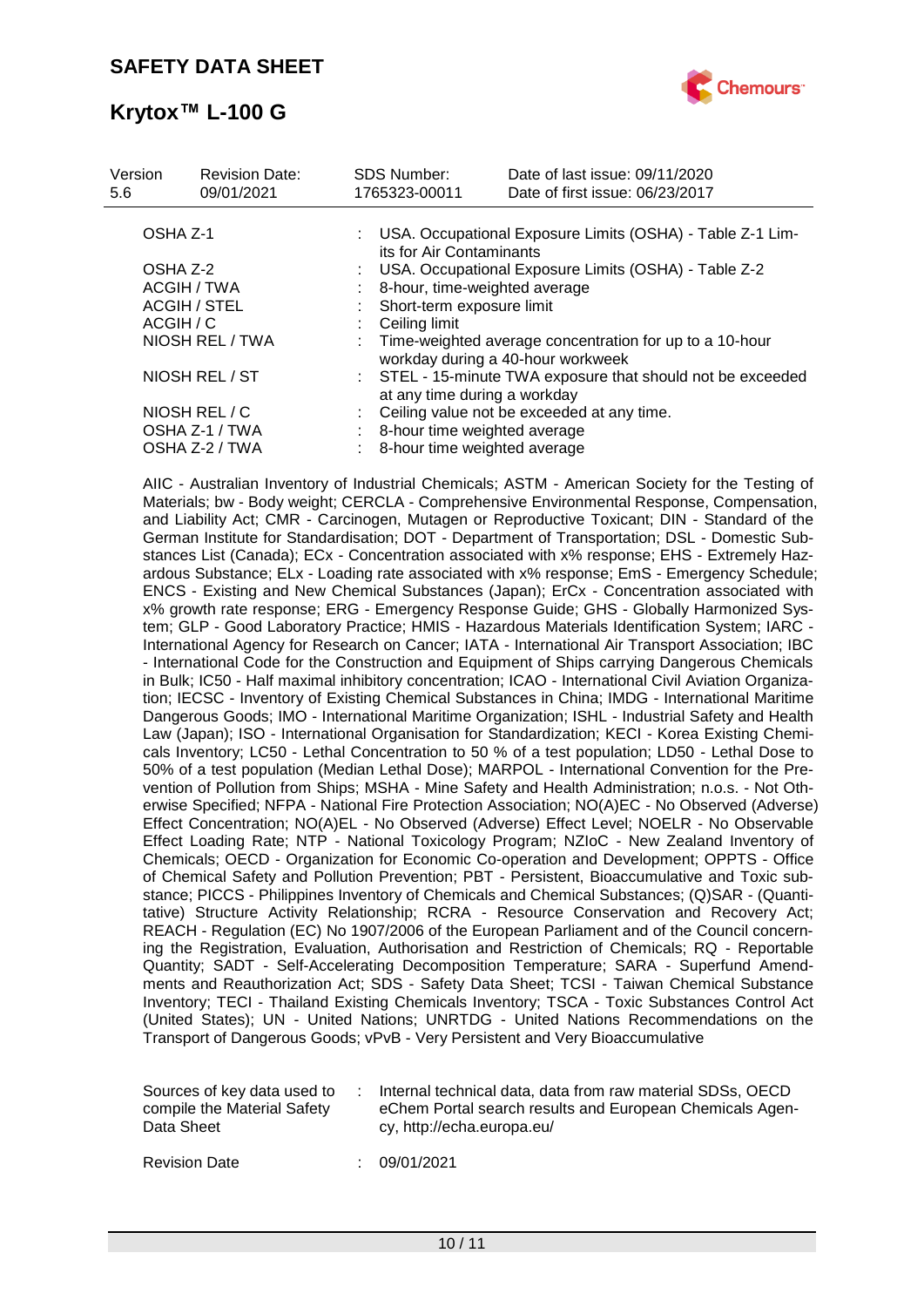| | | |
|---|---|---|
| OSHA Z-1 | : | USA. Occupational Exposure Limits (OSHA) - Table Z-1 Limits for Air Contaminants |
| OSHA Z-2 | : | USA. Occupational Exposure Limits (OSHA) - Table Z-2 |
| ACGIH / TWA | : | 8-hour, time-weighted average |
| ACGIH / STEL | : | Short-term exposure limit |
| ACGIH / C | : | Ceiling limit |
| NIOSH REL / TWA | : | Time-weighted average concentration for up to a 10-hour workday during a 40-hour workweek |
| NIOSH REL / ST | : | STEL - 15-minute TWA exposure that should not be exceeded at any time during a workday |
| NIOSH REL / C | : | Ceiling value not be exceeded at any time. |
| OSHA Z-1 / TWA | : | 8-hour time weighted average |
| OSHA Z-2 / TWA | : | 8-hour time weighted average |

AIIC - Australian Inventory of Industrial Chemicals; ASTM - American Society for the Testing of Materials; bw - Body weight; CERCLA - Comprehensive Environmental Response, Compensation, and Liability Act; CMR - Carcinogen, Mutagen or Reproductive Toxicant; DIN - Standard of the German Institute for Standardisation; DOT - Department of Transportation; DSL - Domestic Substances List (Canada); ECx - Concentration associated with x% response; EHS - Extremely Hazardous Substance; ELx - Loading rate associated with x% response; EmS - Emergency Schedule; ENCS - Existing and New Chemical Substances (Japan); ErCx - Concentration associated with x% growth rate response; ERG - Emergency Response Guide; GHS - Globally Harmonized System; GLP - Good Laboratory Practice; HMIS - Hazardous Materials Identification System; IARC - International Agency for Research on Cancer; IATA - International Air Transport Association; IBC - International Code for the Construction and Equipment of Ships carrying Dangerous Chemicals in Bulk; IC50 - Half maximal inhibitory concentration; ICAO - International Civil Aviation Organization; IECSC - Inventory of Existing Chemical Substances in China; IMDG - International Maritime Dangerous Goods; IMO - International Maritime Organization; ISHL - Industrial Safety and Health Law (Japan); ISO - International Organisation for Standardization; KECI - Korea Existing Chemicals Inventory; LC50 - Lethal Concentration to 50 % of a test population; LD50 - Lethal Dose to 50% of a test population (Median Lethal Dose); MARPOL - International Convention for the Prevention of Pollution from Ships; MSHA - Mine Safety and Health Administration; n.o.s. - Not Otherwise Specified; NFPA - National Fire Protection Association; NO(A)EC - No Observed (Adverse) Effect Concentration; NO(A)EL - No Observed (Adverse) Effect Level; NOELR - No Observable Effect Loading Rate; NTP - National Toxicology Program; NZIoC - New Zealand Inventory of Chemicals; OECD - Organization for Economic Co-operation and Development; OPPTS - Office of Chemical Safety and Pollution Prevention; PBT - Persistent, Bioaccumulative and Toxic substance; PICCS - Philippines Inventory of Chemicals and Chemical Substances; (Q)SAR - (Quantitative) Structure Activity Relationship; RCRA - Resource Conservation and Recovery Act; REACH - Regulation (EC) No 1907/2006 of the European Parliament and of the Council concerning the Registration, Evaluation, Authorisation and Restriction of Chemicals; RQ - Reportable Quantity; SADT - Self-Accelerating Decomposition Temperature; SARA - Superfund Amendments and Reauthorization Act; SDS - Safety Data Sheet; TCSI - Taiwan Chemical Substance Inventory; TECI - Thailand Existing Chemicals Inventory; TSCA - Toxic Substances Control Act (United States); UN - United Nations; UNRTDG - United Nations Recommendations on the Transport of Dangerous Goods; vPvB - Very Persistent and Very Bioaccumulative

| | | |
|---|---|---|
| Sources of key data used to compile the Material Safety Data Sheet | : | Internal technical data, data from raw material SDSs, OECD eChem Portal search results and European Chemicals Agency, http://echa.europa.eu/ |
| Revision Date | : | 09/01/2021 |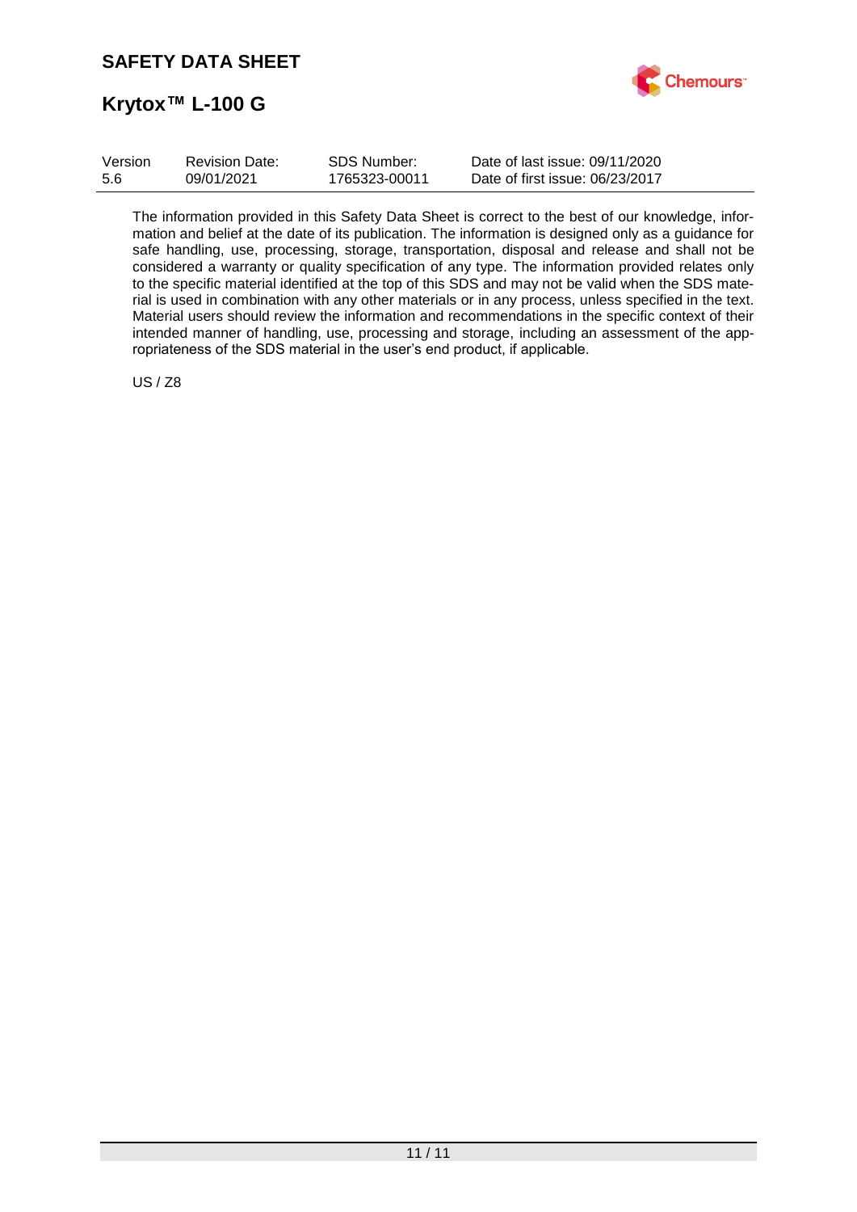The information provided in this Safety Data Sheet is correct to the best of our knowledge, information and belief at the date of its publication. The information is designed only as a guidance for safe handling, use, processing, storage, transportation, disposal and release and shall not be considered a warranty or quality specification of any type. The information provided relates only to the specific material identified at the top of this SDS and may not be valid when the SDS material is used in combination with any other materials or in any process, unless specified in the text. Material users should review the information and recommendations in the specific context of their intended manner of handling, use, processing and storage, including an assessment of the appropriateness of the SDS material in the user's end product, if applicable.

US / Z8